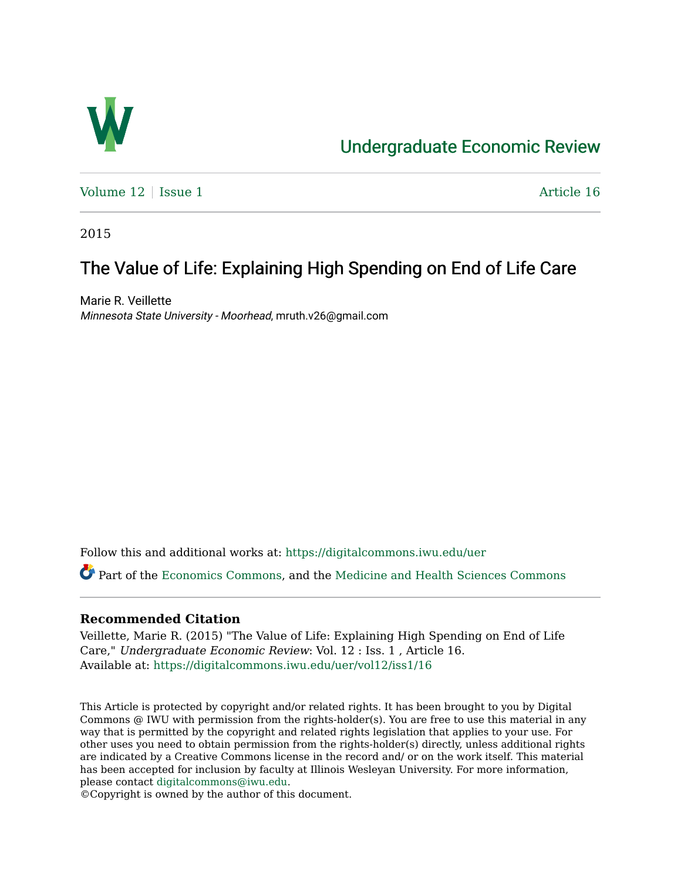# Undergraduate Economic Review

Volume 12 | Issue 1 Article 16

2015

## The Value of Life: Explaining High Spending on End of Life Care

Marie R. Veillette
*Minnesota State University - Moorhead*, mruth.v26@gmail.com

Follow this and additional works at: https://digitalcommons.iwu.edu/uer

Part of the Economics Commons, and the Medicine and Health Sciences Commons

### Recommended Citation

Veillette, Marie R. (2015) "The Value of Life: Explaining High Spending on End of Life Care," *Undergraduate Economic Review*: Vol. 12 : Iss. 1 , Article 16.
Available at: https://digitalcommons.iwu.edu/uer/vol12/iss1/16

This Article is protected by copyright and/or related rights. It has been brought to you by Digital Commons @ IWU with permission from the rights-holder(s). You are free to use this material in any way that is permitted by the copyright and related rights legislation that applies to your use. For other uses you need to obtain permission from the rights-holder(s) directly, unless additional rights are indicated by a Creative Commons license in the record and/ or on the work itself. This material has been accepted for inclusion by faculty at Illinois Wesleyan University. For more information, please contact digitalcommons@iwu.edu.
©Copyright is owned by the author of this document.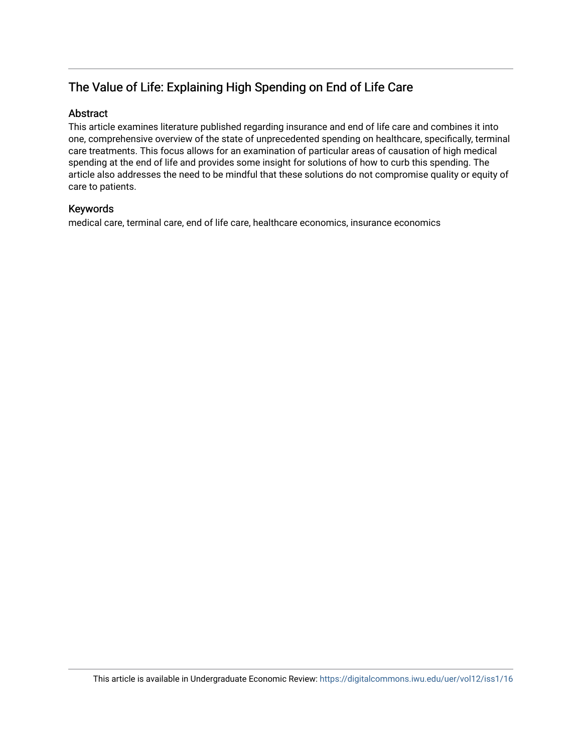## The Value of Life: Explaining High Spending on End of Life Care

### Abstract

This article examines literature published regarding insurance and end of life care and combines it into one, comprehensive overview of the state of unprecedented spending on healthcare, specifically, terminal care treatments. This focus allows for an examination of particular areas of causation of high medical spending at the end of life and provides some insight for solutions of how to curb this spending. The article also addresses the need to be mindful that these solutions do not compromise quality or equity of care to patients.

### Keywords

medical care, terminal care, end of life care, healthcare economics, insurance economics

This article is available in Undergraduate Economic Review: https://digitalcommons.iwu.edu/uer/vol12/iss1/16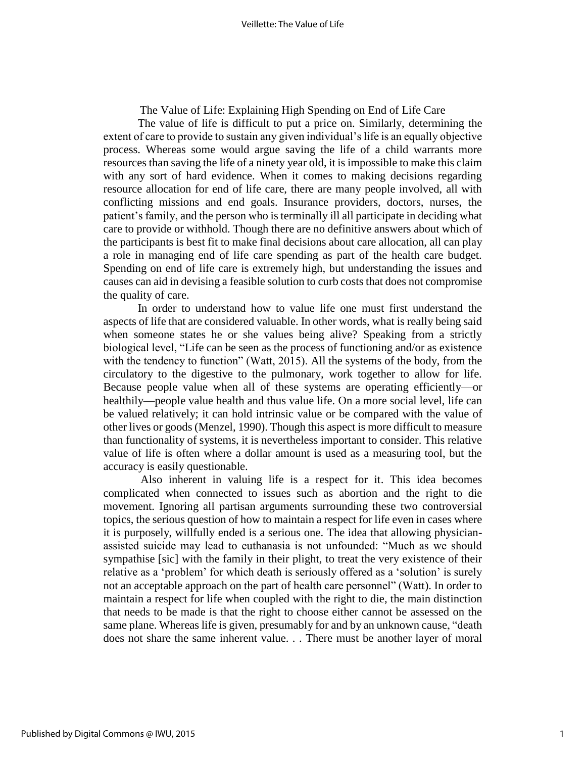# The Value of Life: Explaining High Spending on End of Life Care

The value of life is difficult to put a price on. Similarly, determining the extent of care to provide to sustain any given individual's life is an equally objective process. Whereas some would argue saving the life of a child warrants more resources than saving the life of a ninety year old, it is impossible to make this claim with any sort of hard evidence. When it comes to making decisions regarding resource allocation for end of life care, there are many people involved, all with conflicting missions and end goals. Insurance providers, doctors, nurses, the patient's family, and the person who is terminally ill all participate in deciding what care to provide or withhold. Though there are no definitive answers about which of the participants is best fit to make final decisions about care allocation, all can play a role in managing end of life care spending as part of the health care budget. Spending on end of life care is extremely high, but understanding the issues and causes can aid in devising a feasible solution to curb costs that does not compromise the quality of care.

In order to understand how to value life one must first understand the aspects of life that are considered valuable. In other words, what is really being said when someone states he or she values being alive? Speaking from a strictly biological level, "Life can be seen as the process of functioning and/or as existence with the tendency to function" (Watt, 2015). All the systems of the body, from the circulatory to the digestive to the pulmonary, work together to allow for life. Because people value when all of these systems are operating efficiently—or healthily—people value health and thus value life. On a more social level, life can be valued relatively; it can hold intrinsic value or be compared with the value of other lives or goods (Menzel, 1990). Though this aspect is more difficult to measure than functionality of systems, it is nevertheless important to consider. This relative value of life is often where a dollar amount is used as a measuring tool, but the accuracy is easily questionable.

Also inherent in valuing life is a respect for it. This idea becomes complicated when connected to issues such as abortion and the right to die movement. Ignoring all partisan arguments surrounding these two controversial topics, the serious question of how to maintain a respect for life even in cases where it is purposely, willfully ended is a serious one. The idea that allowing physician-assisted suicide may lead to euthanasia is not unfounded: "Much as we should sympathise [sic] with the family in their plight, to treat the very existence of their relative as a 'problem' for which death is seriously offered as a 'solution' is surely not an acceptable approach on the part of health care personnel" (Watt). In order to maintain a respect for life when coupled with the right to die, the main distinction that needs to be made is that the right to choose either cannot be assessed on the same plane. Whereas life is given, presumably for and by an unknown cause, "death does not share the same inherent value. . . There must be another layer of moral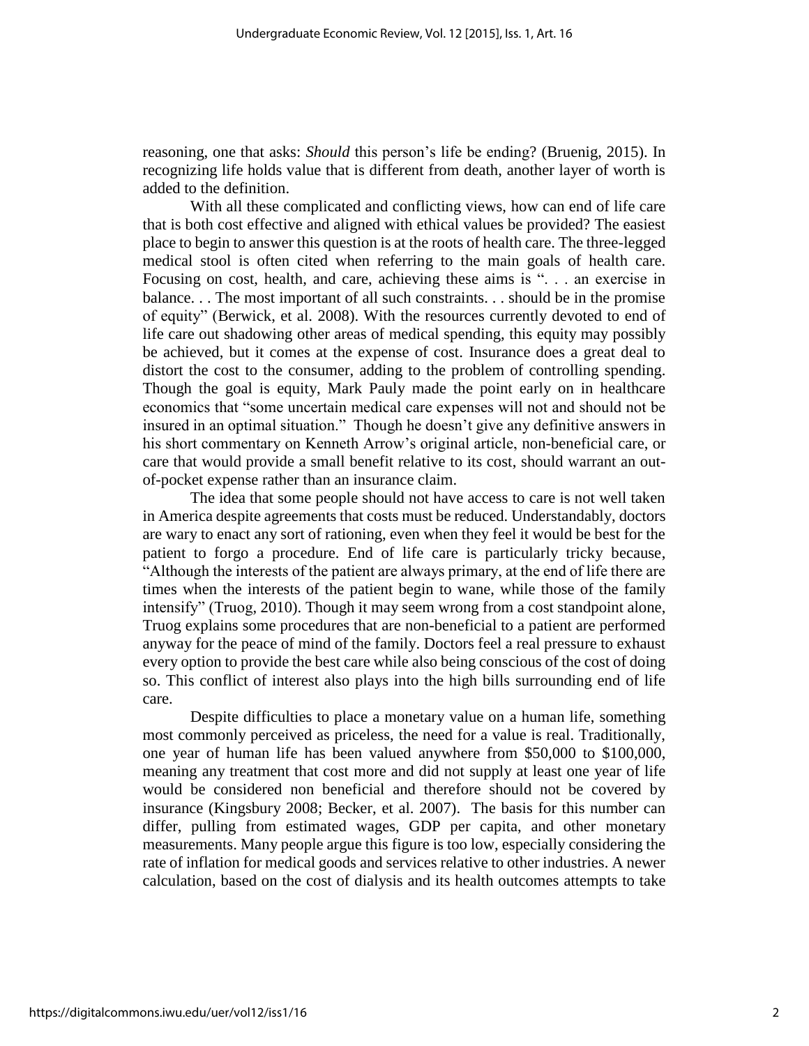reasoning, one that asks: *Should* this person's life be ending? (Bruenig, 2015). In recognizing life holds value that is different from death, another layer of worth is added to the definition.

With all these complicated and conflicting views, how can end of life care that is both cost effective and aligned with ethical values be provided? The easiest place to begin to answer this question is at the roots of health care. The three-legged medical stool is often cited when referring to the main goals of health care. Focusing on cost, health, and care, achieving these aims is ". . . an exercise in balance. . . The most important of all such constraints. . . should be in the promise of equity" (Berwick, et al. 2008). With the resources currently devoted to end of life care out shadowing other areas of medical spending, this equity may possibly be achieved, but it comes at the expense of cost. Insurance does a great deal to distort the cost to the consumer, adding to the problem of controlling spending. Though the goal is equity, Mark Pauly made the point early on in healthcare economics that "some uncertain medical care expenses will not and should not be insured in an optimal situation." Though he doesn't give any definitive answers in his short commentary on Kenneth Arrow's original article, non-beneficial care, or care that would provide a small benefit relative to its cost, should warrant an out-of-pocket expense rather than an insurance claim.

The idea that some people should not have access to care is not well taken in America despite agreements that costs must be reduced. Understandably, doctors are wary to enact any sort of rationing, even when they feel it would be best for the patient to forgo a procedure. End of life care is particularly tricky because, "Although the interests of the patient are always primary, at the end of life there are times when the interests of the patient begin to wane, while those of the family intensify" (Truog, 2010). Though it may seem wrong from a cost standpoint alone, Truog explains some procedures that are non-beneficial to a patient are performed anyway for the peace of mind of the family. Doctors feel a real pressure to exhaust every option to provide the best care while also being conscious of the cost of doing so. This conflict of interest also plays into the high bills surrounding end of life care.

Despite difficulties to place a monetary value on a human life, something most commonly perceived as priceless, the need for a value is real. Traditionally, one year of human life has been valued anywhere from $50,000 to $100,000, meaning any treatment that cost more and did not supply at least one year of life would be considered non beneficial and therefore should not be covered by insurance (Kingsbury 2008; Becker, et al. 2007). The basis for this number can differ, pulling from estimated wages, GDP per capita, and other monetary measurements. Many people argue this figure is too low, especially considering the rate of inflation for medical goods and services relative to other industries. A newer calculation, based on the cost of dialysis and its health outcomes attempts to take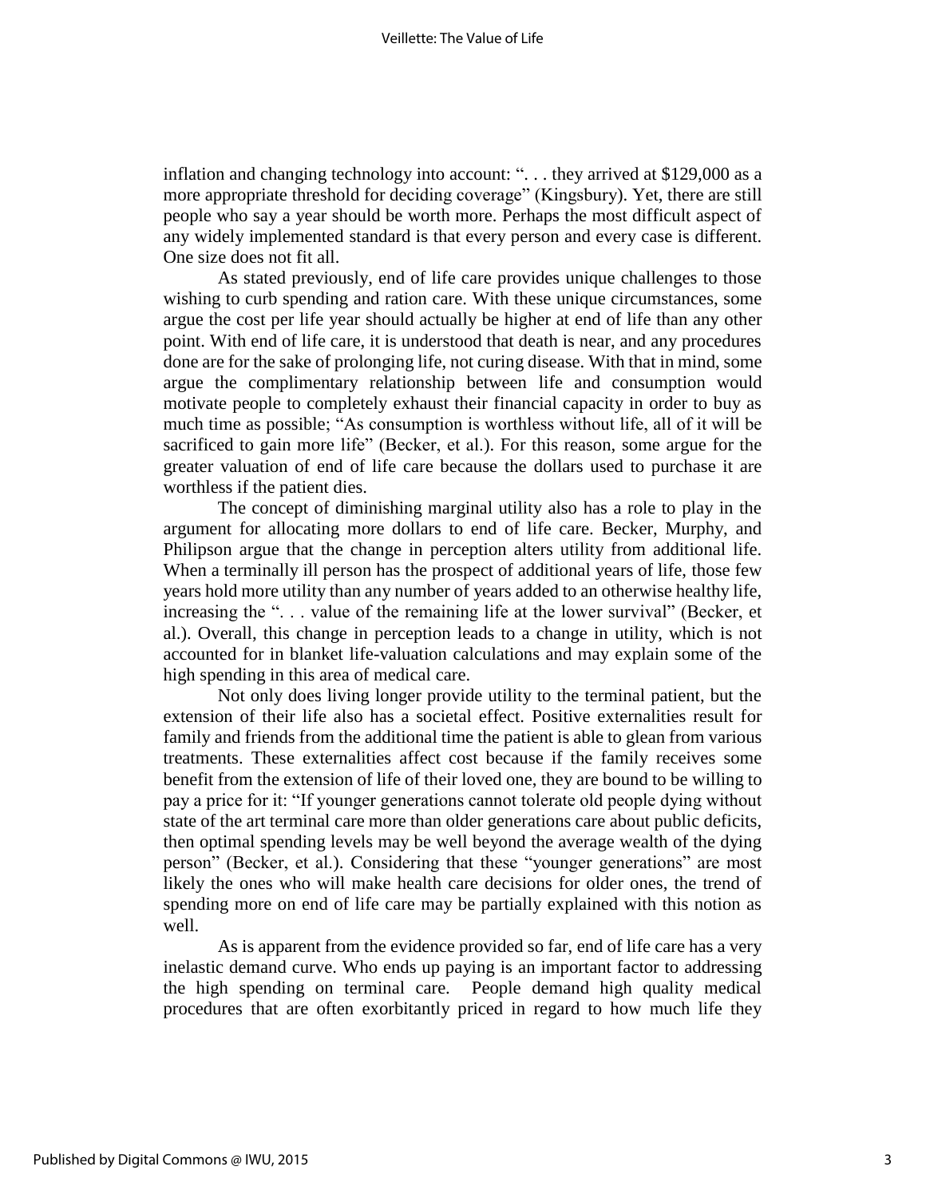inflation and changing technology into account: ". . . they arrived at $129,000 as a more appropriate threshold for deciding coverage" (Kingsbury). Yet, there are still people who say a year should be worth more. Perhaps the most difficult aspect of any widely implemented standard is that every person and every case is different. One size does not fit all.

As stated previously, end of life care provides unique challenges to those wishing to curb spending and ration care. With these unique circumstances, some argue the cost per life year should actually be higher at end of life than any other point. With end of life care, it is understood that death is near, and any procedures done are for the sake of prolonging life, not curing disease. With that in mind, some argue the complimentary relationship between life and consumption would motivate people to completely exhaust their financial capacity in order to buy as much time as possible; "As consumption is worthless without life, all of it will be sacrificed to gain more life" (Becker, et al.). For this reason, some argue for the greater valuation of end of life care because the dollars used to purchase it are worthless if the patient dies.

The concept of diminishing marginal utility also has a role to play in the argument for allocating more dollars to end of life care. Becker, Murphy, and Philipson argue that the change in perception alters utility from additional life. When a terminally ill person has the prospect of additional years of life, those few years hold more utility than any number of years added to an otherwise healthy life, increasing the ". . . value of the remaining life at the lower survival" (Becker, et al.). Overall, this change in perception leads to a change in utility, which is not accounted for in blanket life-valuation calculations and may explain some of the high spending in this area of medical care.

Not only does living longer provide utility to the terminal patient, but the extension of their life also has a societal effect. Positive externalities result for family and friends from the additional time the patient is able to glean from various treatments. These externalities affect cost because if the family receives some benefit from the extension of life of their loved one, they are bound to be willing to pay a price for it: "If younger generations cannot tolerate old people dying without state of the art terminal care more than older generations care about public deficits, then optimal spending levels may be well beyond the average wealth of the dying person" (Becker, et al.). Considering that these "younger generations" are most likely the ones who will make health care decisions for older ones, the trend of spending more on end of life care may be partially explained with this notion as well.

As is apparent from the evidence provided so far, end of life care has a very inelastic demand curve. Who ends up paying is an important factor to addressing the high spending on terminal care. People demand high quality medical procedures that are often exorbitantly priced in regard to how much life they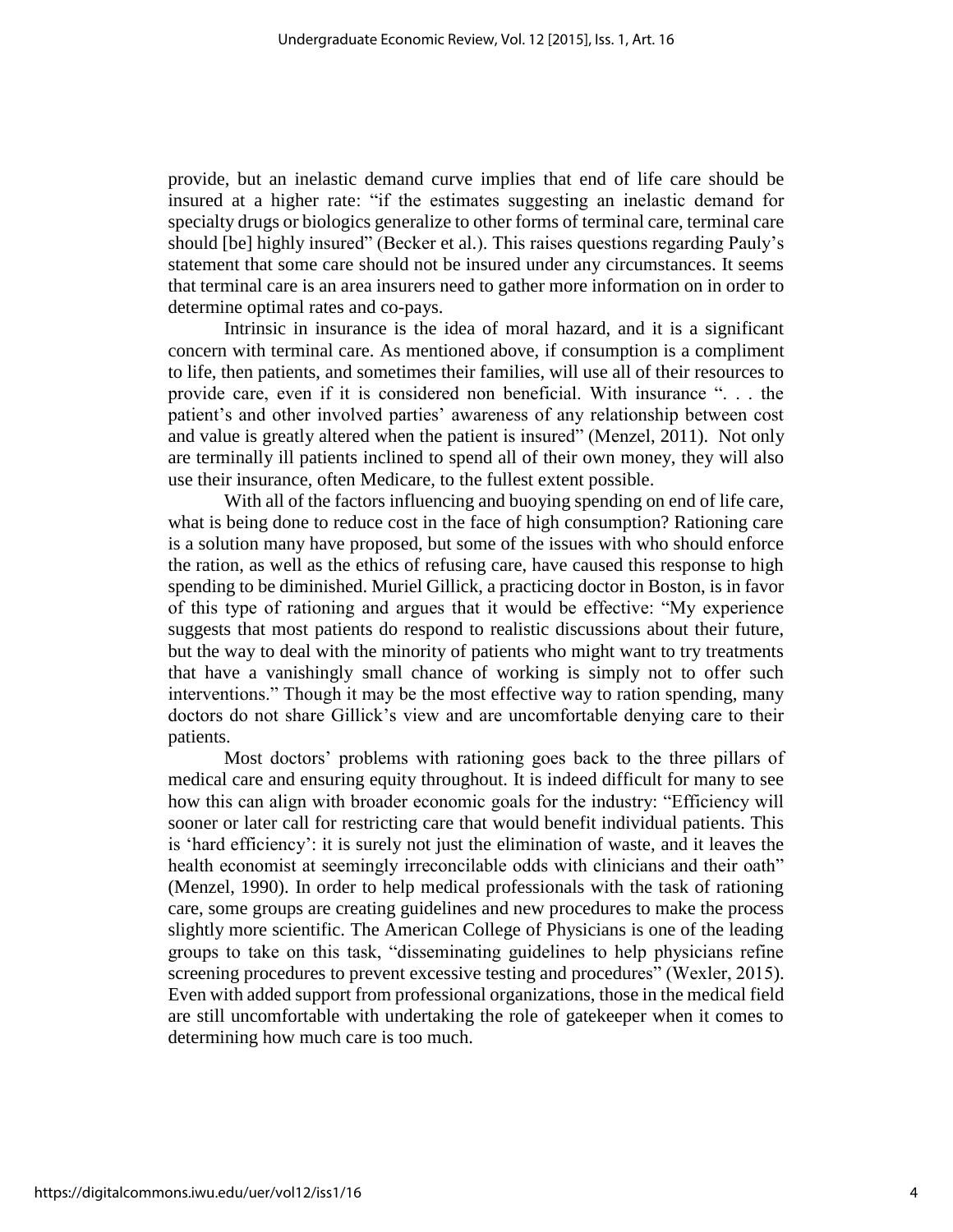provide, but an inelastic demand curve implies that end of life care should be insured at a higher rate: "if the estimates suggesting an inelastic demand for specialty drugs or biologics generalize to other forms of terminal care, terminal care should [be] highly insured" (Becker et al.). This raises questions regarding Pauly's statement that some care should not be insured under any circumstances. It seems that terminal care is an area insurers need to gather more information on in order to determine optimal rates and co-pays.

Intrinsic in insurance is the idea of moral hazard, and it is a significant concern with terminal care. As mentioned above, if consumption is a compliment to life, then patients, and sometimes their families, will use all of their resources to provide care, even if it is considered non beneficial. With insurance ". . . the patient's and other involved parties' awareness of any relationship between cost and value is greatly altered when the patient is insured" (Menzel, 2011). Not only are terminally ill patients inclined to spend all of their own money, they will also use their insurance, often Medicare, to the fullest extent possible.

With all of the factors influencing and buoying spending on end of life care, what is being done to reduce cost in the face of high consumption? Rationing care is a solution many have proposed, but some of the issues with who should enforce the ration, as well as the ethics of refusing care, have caused this response to high spending to be diminished. Muriel Gillick, a practicing doctor in Boston, is in favor of this type of rationing and argues that it would be effective: "My experience suggests that most patients do respond to realistic discussions about their future, but the way to deal with the minority of patients who might want to try treatments that have a vanishingly small chance of working is simply not to offer such interventions." Though it may be the most effective way to ration spending, many doctors do not share Gillick's view and are uncomfortable denying care to their patients.

Most doctors' problems with rationing goes back to the three pillars of medical care and ensuring equity throughout. It is indeed difficult for many to see how this can align with broader economic goals for the industry: "Efficiency will sooner or later call for restricting care that would benefit individual patients. This is 'hard efficiency': it is surely not just the elimination of waste, and it leaves the health economist at seemingly irreconcilable odds with clinicians and their oath" (Menzel, 1990). In order to help medical professionals with the task of rationing care, some groups are creating guidelines and new procedures to make the process slightly more scientific. The American College of Physicians is one of the leading groups to take on this task, "disseminating guidelines to help physicians refine screening procedures to prevent excessive testing and procedures" (Wexler, 2015). Even with added support from professional organizations, those in the medical field are still uncomfortable with undertaking the role of gatekeeper when it comes to determining how much care is too much.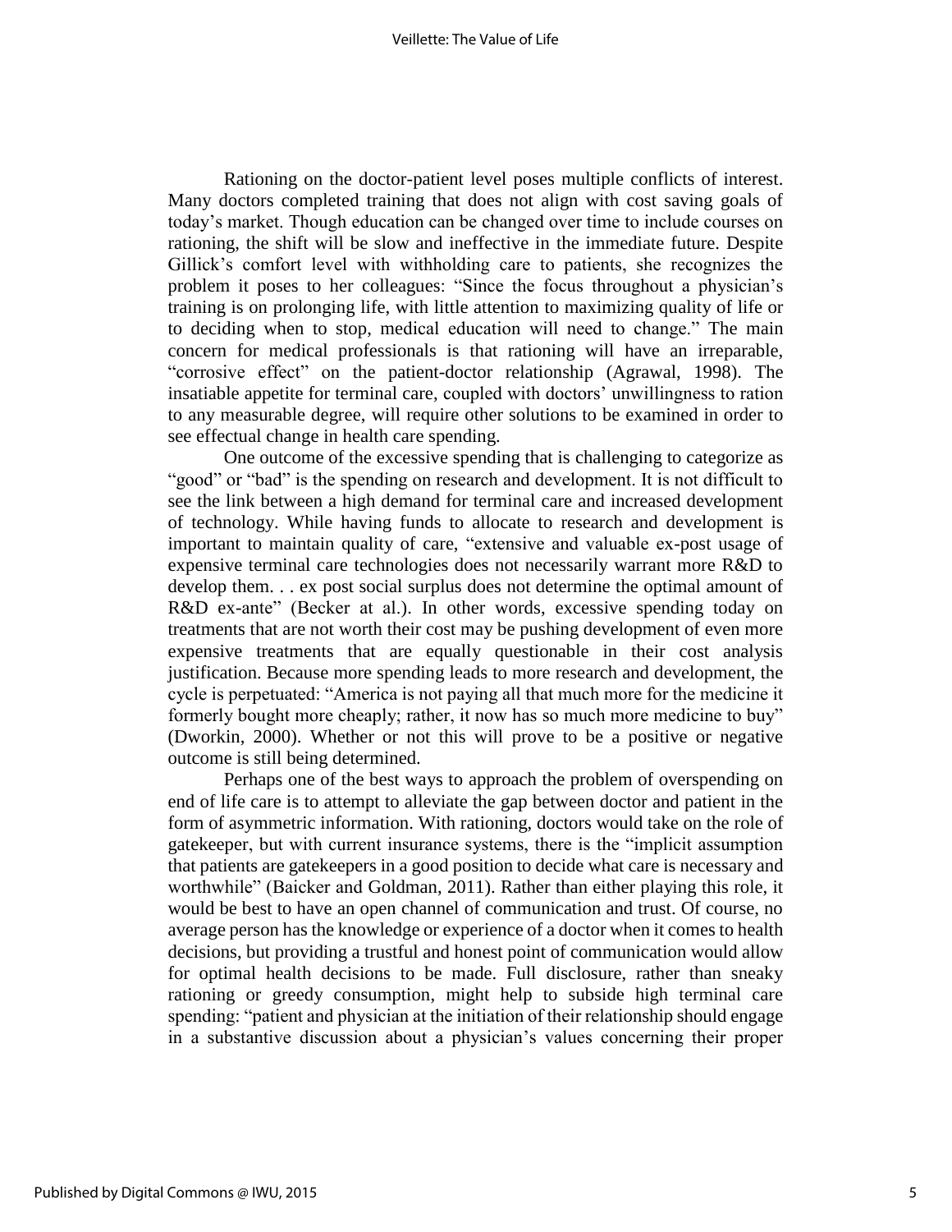Rationing on the doctor-patient level poses multiple conflicts of interest. Many doctors completed training that does not align with cost saving goals of today's market. Though education can be changed over time to include courses on rationing, the shift will be slow and ineffective in the immediate future. Despite Gillick's comfort level with withholding care to patients, she recognizes the problem it poses to her colleagues: "Since the focus throughout a physician's training is on prolonging life, with little attention to maximizing quality of life or to deciding when to stop, medical education will need to change." The main concern for medical professionals is that rationing will have an irreparable, "corrosive effect" on the patient-doctor relationship (Agrawal, 1998). The insatiable appetite for terminal care, coupled with doctors' unwillingness to ration to any measurable degree, will require other solutions to be examined in order to see effectual change in health care spending.

One outcome of the excessive spending that is challenging to categorize as "good" or "bad" is the spending on research and development. It is not difficult to see the link between a high demand for terminal care and increased development of technology. While having funds to allocate to research and development is important to maintain quality of care, "extensive and valuable ex-post usage of expensive terminal care technologies does not necessarily warrant more R&D to develop them. . . ex post social surplus does not determine the optimal amount of R&D ex-ante" (Becker at al.). In other words, excessive spending today on treatments that are not worth their cost may be pushing development of even more expensive treatments that are equally questionable in their cost analysis justification. Because more spending leads to more research and development, the cycle is perpetuated: "America is not paying all that much more for the medicine it formerly bought more cheaply; rather, it now has so much more medicine to buy" (Dworkin, 2000). Whether or not this will prove to be a positive or negative outcome is still being determined.

Perhaps one of the best ways to approach the problem of overspending on end of life care is to attempt to alleviate the gap between doctor and patient in the form of asymmetric information. With rationing, doctors would take on the role of gatekeeper, but with current insurance systems, there is the "implicit assumption that patients are gatekeepers in a good position to decide what care is necessary and worthwhile" (Baicker and Goldman, 2011). Rather than either playing this role, it would be best to have an open channel of communication and trust. Of course, no average person has the knowledge or experience of a doctor when it comes to health decisions, but providing a trustful and honest point of communication would allow for optimal health decisions to be made. Full disclosure, rather than sneaky rationing or greedy consumption, might help to subside high terminal care spending: "patient and physician at the initiation of their relationship should engage in a substantive discussion about a physician's values concerning their proper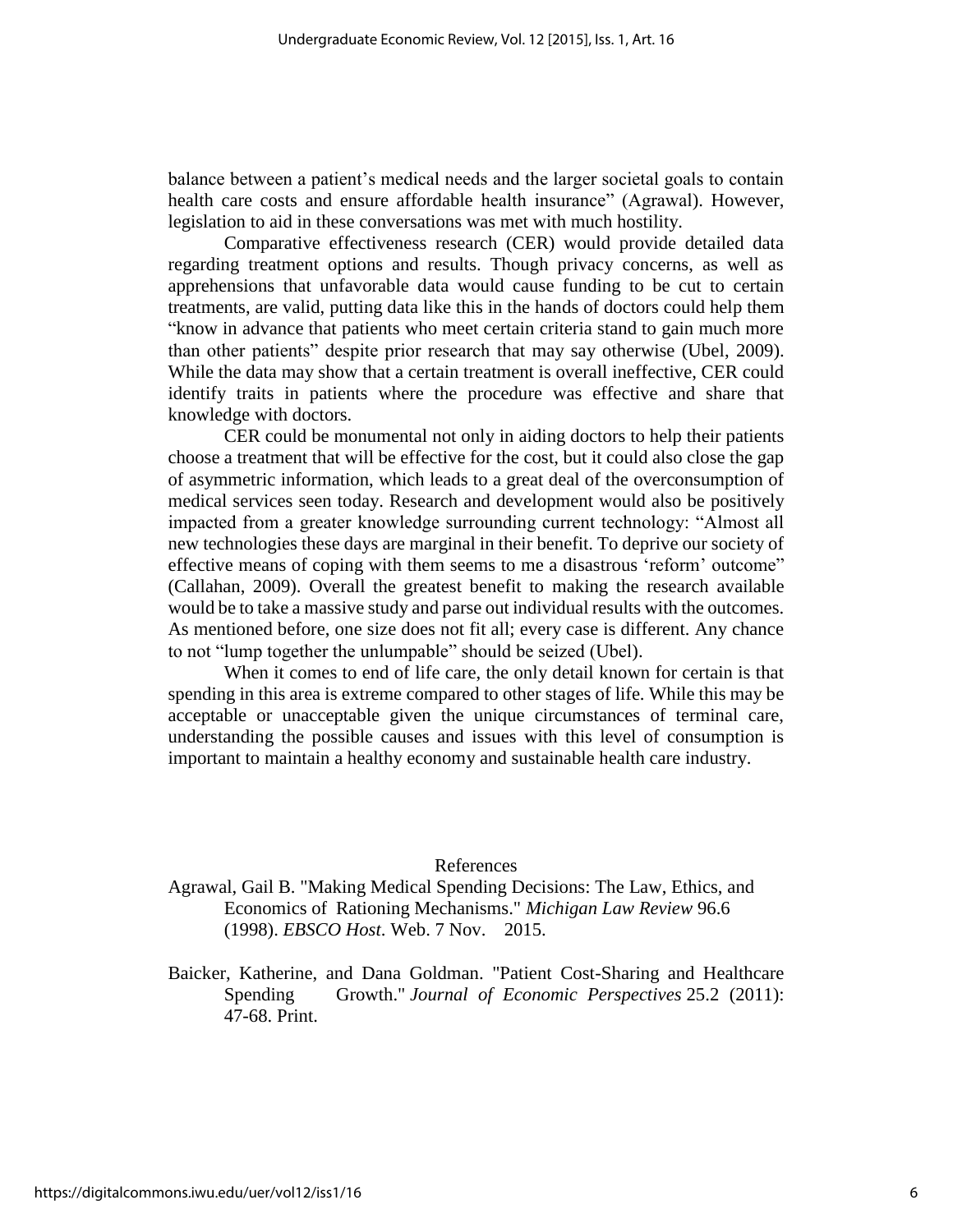balance between a patient's medical needs and the larger societal goals to contain health care costs and ensure affordable health insurance" (Agrawal). However, legislation to aid in these conversations was met with much hostility.

Comparative effectiveness research (CER) would provide detailed data regarding treatment options and results. Though privacy concerns, as well as apprehensions that unfavorable data would cause funding to be cut to certain treatments, are valid, putting data like this in the hands of doctors could help them "know in advance that patients who meet certain criteria stand to gain much more than other patients" despite prior research that may say otherwise (Ubel, 2009). While the data may show that a certain treatment is overall ineffective, CER could identify traits in patients where the procedure was effective and share that knowledge with doctors.

CER could be monumental not only in aiding doctors to help their patients choose a treatment that will be effective for the cost, but it could also close the gap of asymmetric information, which leads to a great deal of the overconsumption of medical services seen today. Research and development would also be positively impacted from a greater knowledge surrounding current technology: "Almost all new technologies these days are marginal in their benefit. To deprive our society of effective means of coping with them seems to me a disastrous 'reform' outcome" (Callahan, 2009). Overall the greatest benefit to making the research available would be to take a massive study and parse out individual results with the outcomes. As mentioned before, one size does not fit all; every case is different. Any chance to not "lump together the unlumpable" should be seized (Ubel).

When it comes to end of life care, the only detail known for certain is that spending in this area is extreme compared to other stages of life. While this may be acceptable or unacceptable given the unique circumstances of terminal care, understanding the possible causes and issues with this level of consumption is important to maintain a healthy economy and sustainable health care industry.

## References

Agrawal, Gail B. "Making Medical Spending Decisions: The Law, Ethics, and Economics of Rationing Mechanisms." *Michigan Law Review* 96.6 (1998). *EBSCO Host*. Web. 7 Nov. 2015.

Baicker, Katherine, and Dana Goldman. "Patient Cost-Sharing and Healthcare Spending Growth." *Journal of Economic Perspectives* 25.2 (2011): 47-68. Print.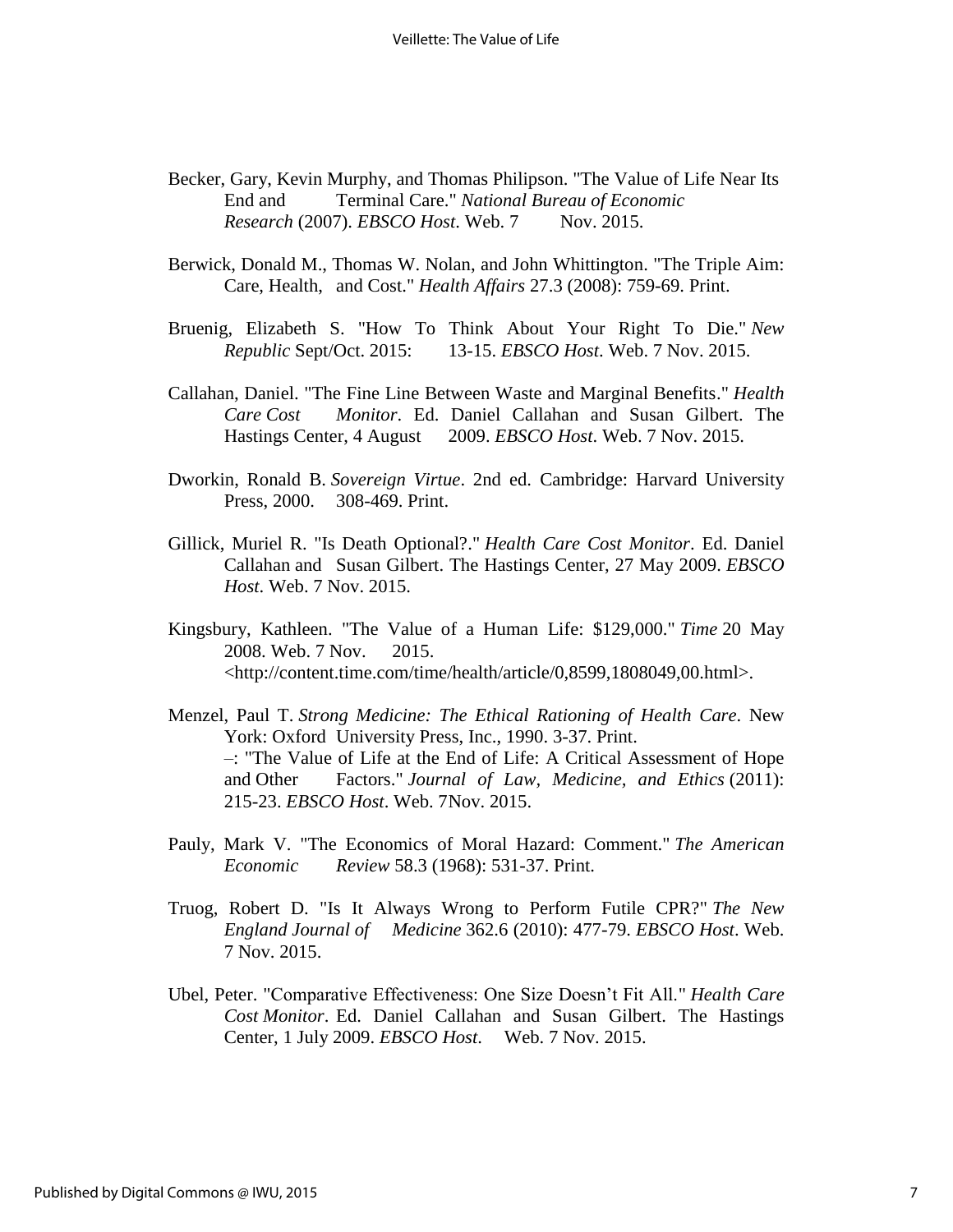Becker, Gary, Kevin Murphy, and Thomas Philipson. "The Value of Life Near Its End and Terminal Care." *National Bureau of Economic Research* (2007). *EBSCO Host*. Web. 7 Nov. 2015.

Berwick, Donald M., Thomas W. Nolan, and John Whittington. "The Triple Aim: Care, Health, and Cost." *Health Affairs* 27.3 (2008): 759-69. Print.

Bruenig, Elizabeth S. "How To Think About Your Right To Die." *New Republic* Sept/Oct. 2015: 13-15. *EBSCO Host*. Web. 7 Nov. 2015.

Callahan, Daniel. "The Fine Line Between Waste and Marginal Benefits." *Health Care Cost Monitor*. Ed. Daniel Callahan and Susan Gilbert. The Hastings Center, 4 August 2009. *EBSCO Host*. Web. 7 Nov. 2015.

Dworkin, Ronald B. *Sovereign Virtue*. 2nd ed. Cambridge: Harvard University Press, 2000. 308-469. Print.

Gillick, Muriel R. "Is Death Optional?." *Health Care Cost Monitor*. Ed. Daniel Callahan and Susan Gilbert. The Hastings Center, 27 May 2009. *EBSCO Host*. Web. 7 Nov. 2015.

Kingsbury, Kathleen. "The Value of a Human Life: $129,000." *Time* 20 May 2008. Web. 7 Nov. 2015. <http://content.time.com/time/health/article/0,8599,1808049,00.html>.

Menzel, Paul T. *Strong Medicine: The Ethical Rationing of Health Care*. New York: Oxford University Press, Inc., 1990. 3-37. Print.
–: "The Value of Life at the End of Life: A Critical Assessment of Hope and Other Factors." *Journal of Law, Medicine, and Ethics* (2011): 215-23. *EBSCO Host*. Web. 7Nov. 2015.

Pauly, Mark V. "The Economics of Moral Hazard: Comment." *The American Economic Review* 58.3 (1968): 531-37. Print.

Truog, Robert D. "Is It Always Wrong to Perform Futile CPR?" *The New England Journal of Medicine* 362.6 (2010): 477-79. *EBSCO Host*. Web. 7 Nov. 2015.

Ubel, Peter. "Comparative Effectiveness: One Size Doesn't Fit All." *Health Care Cost Monitor*. Ed. Daniel Callahan and Susan Gilbert. The Hastings Center, 1 July 2009. *EBSCO Host*. Web. 7 Nov. 2015.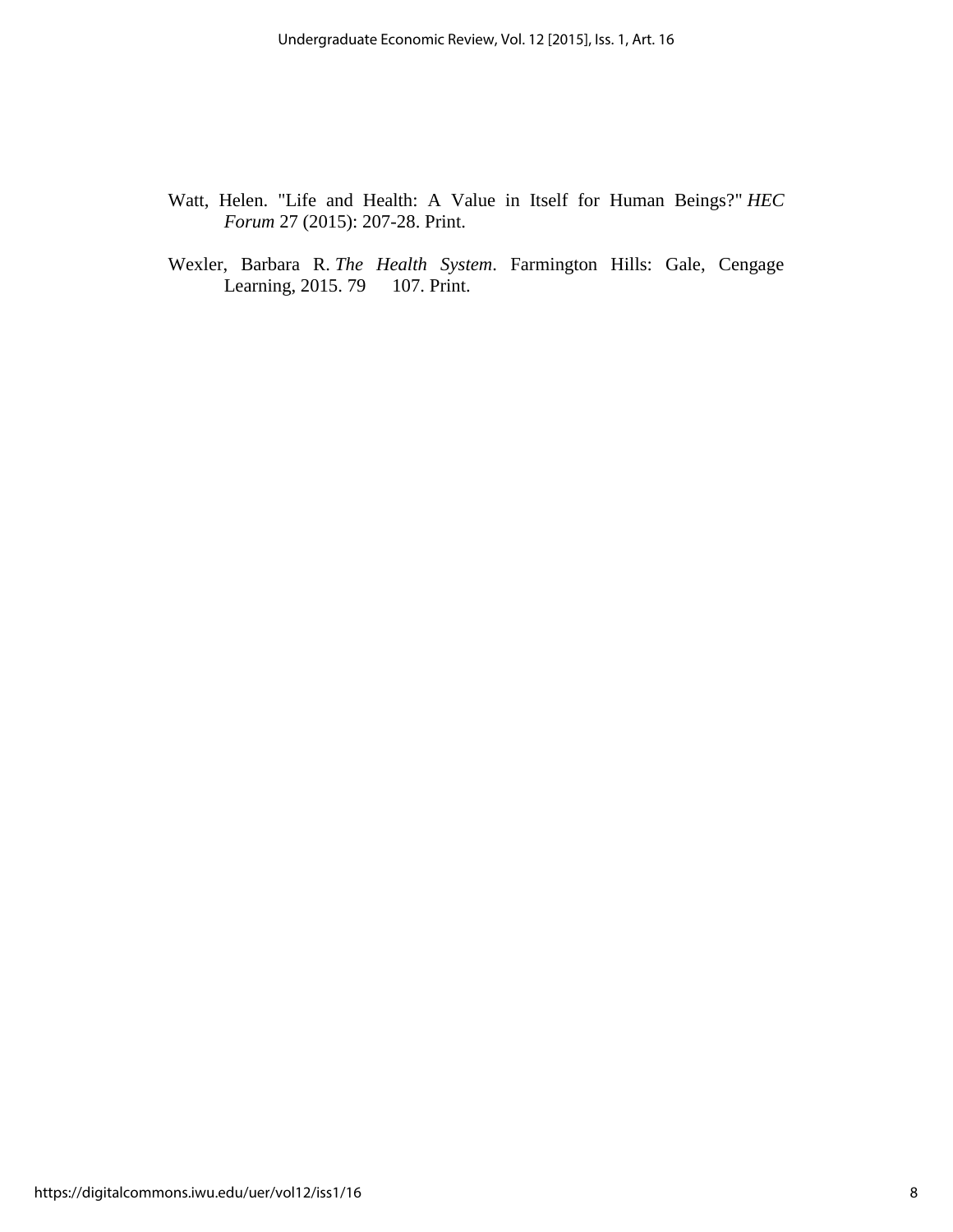Watt, Helen. "Life and Health: A Value in Itself for Human Beings?" *HEC Forum* 27 (2015): 207-28. Print.

Wexler, Barbara R. *The Health System*. Farmington Hills: Gale, Cengage Learning, 2015. 79 107. Print.